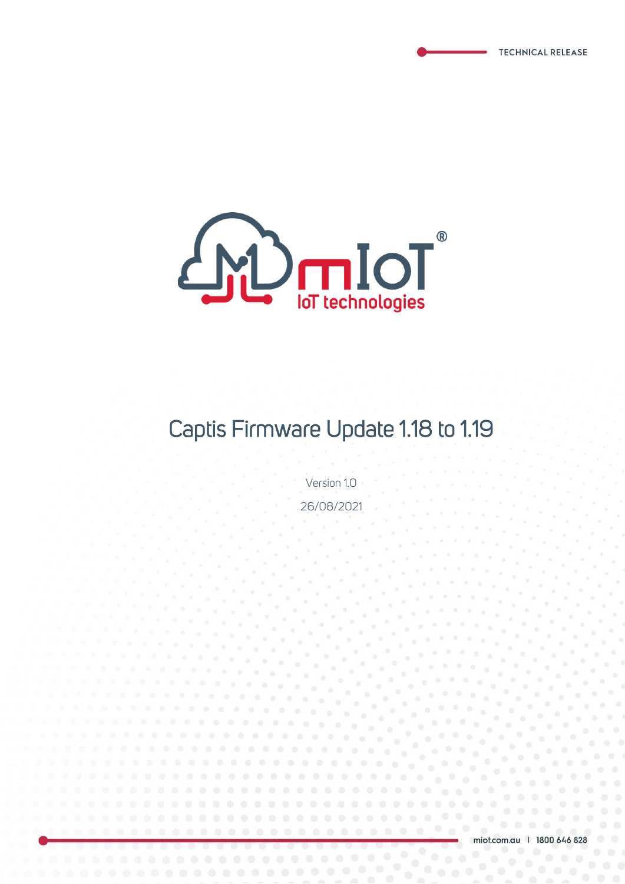TECHNICAL RELEASE

mIoT®

IoT technologies

# Captis Firmware Update 1.18 to 1.19

Version 1.0

26/08/2021

miot.com.au | 1800 646 828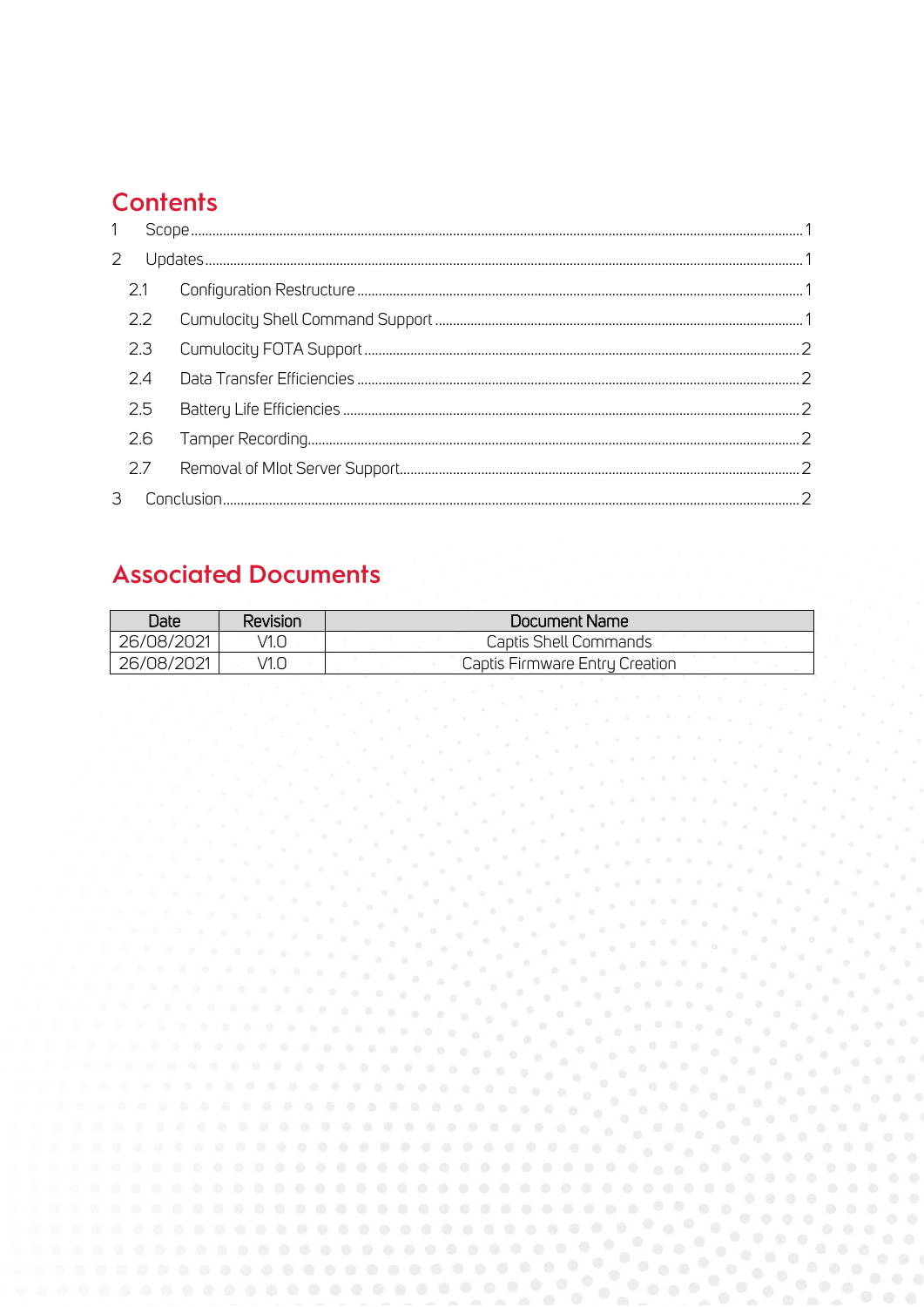# Contents

1 Scope ........ 1

2 Updates ........ 1

 2.1 Configuration Restructure ........ 1

 2.2 Cumulocity Shell Command Support ........ 1

 2.3 Cumulocity FOTA Support ........ 2

 2.4 Data Transfer Efficiencies ........ 2

 2.5 Battery Life Efficiencies ........ 2

 2.6 Tamper Recording ........ 2

 2.7 Removal of MIot Server Support ........ 2

3 Conclusion ........ 2

# Associated Documents

| Date | Revision | Document Name |
|---|---|---|
| 26/08/2021 | V1.0 | Captis Shell Commands |
| 26/08/2021 | V1.0 | Captis Firmware Entry Creation |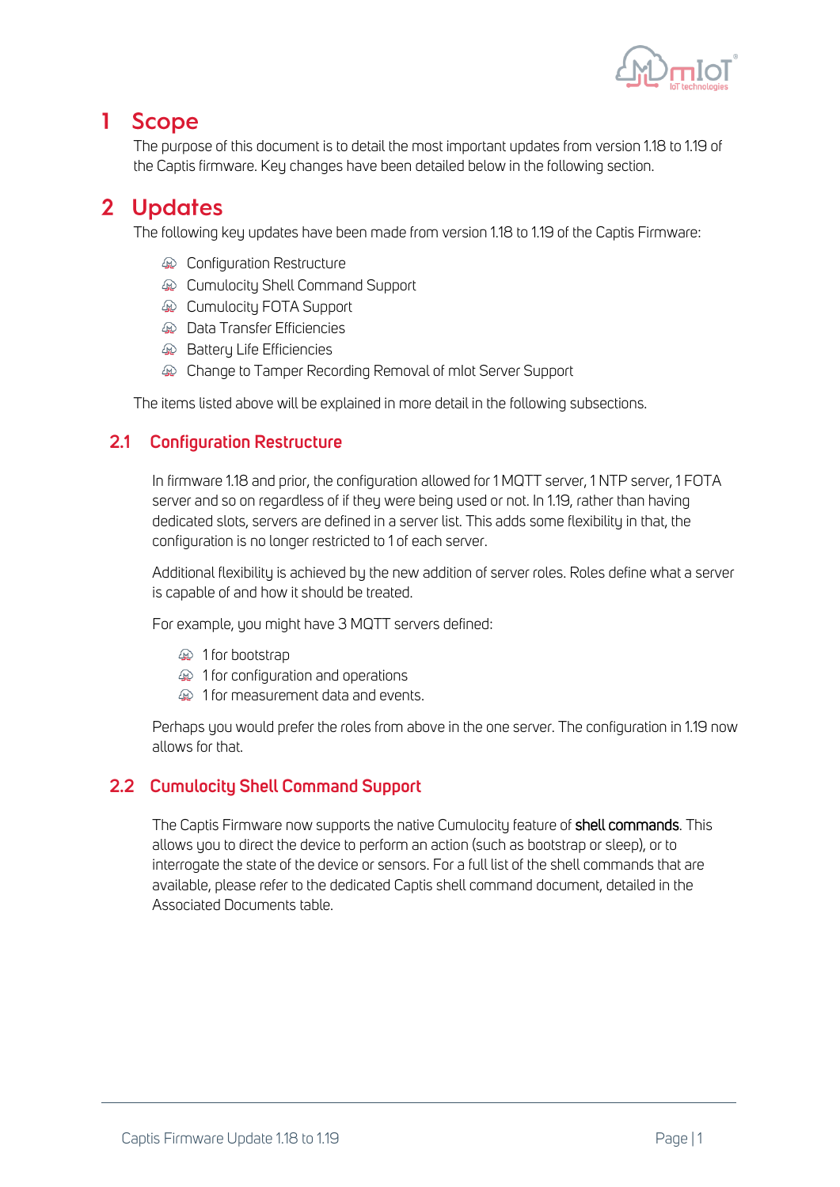# 1 Scope

The purpose of this document is to detail the most important updates from version 1.18 to 1.19 of the Captis firmware. Key changes have been detailed below in the following section.

# 2 Updates

The following key updates have been made from version 1.18 to 1.19 of the Captis Firmware:

- Configuration Restructure
- Cumulocity Shell Command Support
- Cumulocity FOTA Support
- Data Transfer Efficiencies
- Battery Life Efficiencies
- Change to Tamper Recording Removal of mIot Server Support

The items listed above will be explained in more detail in the following subsections.

## 2.1 Configuration Restructure

In firmware 1.18 and prior, the configuration allowed for 1 MQTT server, 1 NTP server, 1 FOTA server and so on regardless of if they were being used or not. In 1.19, rather than having dedicated slots, servers are defined in a server list. This adds some flexibility in that, the configuration is no longer restricted to 1 of each server.

Additional flexibility is achieved by the new addition of server roles. Roles define what a server is capable of and how it should be treated.

For example, you might have 3 MQTT servers defined:

- 1 for bootstrap
- 1 for configuration and operations
- 1 for measurement data and events.

Perhaps you would prefer the roles from above in the one server. The configuration in 1.19 now allows for that.

## 2.2 Cumulocity Shell Command Support

The Captis Firmware now supports the native Cumulocity feature of **shell commands**. This allows you to direct the device to perform an action (such as bootstrap or sleep), or to interrogate the state of the device or sensors. For a full list of the shell commands that are available, please refer to the dedicated Captis shell command document, detailed in the Associated Documents table.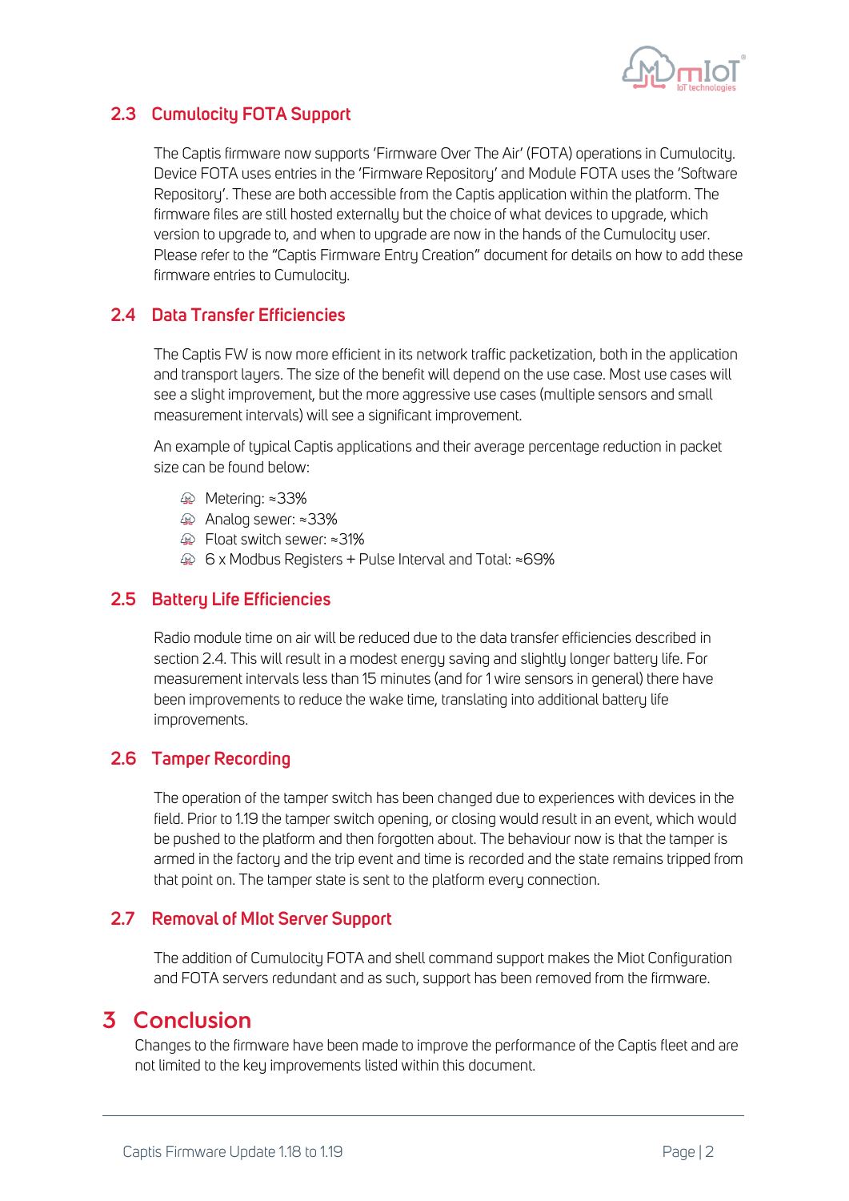## 2.3 Cumulocity FOTA Support

The Captis firmware now supports 'Firmware Over The Air' (FOTA) operations in Cumulocity. Device FOTA uses entries in the 'Firmware Repository' and Module FOTA uses the 'Software Repository'. These are both accessible from the Captis application within the platform. The firmware files are still hosted externally but the choice of what devices to upgrade, which version to upgrade to, and when to upgrade are now in the hands of the Cumulocity user. Please refer to the "Captis Firmware Entry Creation" document for details on how to add these firmware entries to Cumulocity.

## 2.4 Data Transfer Efficiencies

The Captis FW is now more efficient in its network traffic packetization, both in the application and transport layers. The size of the benefit will depend on the use case. Most use cases will see a slight improvement, but the more aggressive use cases (multiple sensors and small measurement intervals) will see a significant improvement.

An example of typical Captis applications and their average percentage reduction in packet size can be found below:

- Metering: ≈33%
- Analog sewer: ≈33%
- Float switch sewer: ≈31%
- 6 x Modbus Registers + Pulse Interval and Total: ≈69%

## 2.5 Battery Life Efficiencies

Radio module time on air will be reduced due to the data transfer efficiencies described in section 2.4. This will result in a modest energy saving and slightly longer battery life. For measurement intervals less than 15 minutes (and for 1 wire sensors in general) there have been improvements to reduce the wake time, translating into additional battery life improvements.

## 2.6 Tamper Recording

The operation of the tamper switch has been changed due to experiences with devices in the field. Prior to 1.19 the tamper switch opening, or closing would result in an event, which would be pushed to the platform and then forgotten about. The behaviour now is that the tamper is armed in the factory and the trip event and time is recorded and the state remains tripped from that point on. The tamper state is sent to the platform every connection.

## 2.7 Removal of MIot Server Support

The addition of Cumulocity FOTA and shell command support makes the Miot Configuration and FOTA servers redundant and as such, support has been removed from the firmware.

# 3 Conclusion

Changes to the firmware have been made to improve the performance of the Captis fleet and are not limited to the key improvements listed within this document.